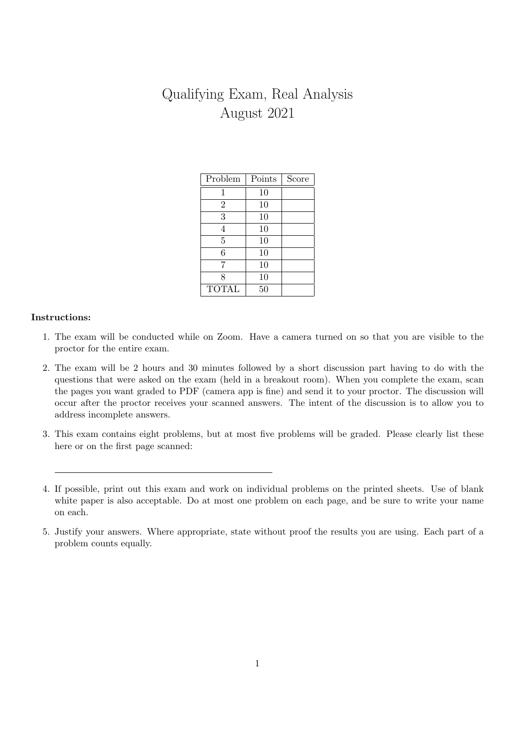# Qualifying Exam, Real Analysis
## August 2021

| Problem | Points | Score |
|---|---|---|
| 1 | 10 | |
| 2 | 10 | |
| 3 | 10 | |
| 4 | 10 | |
| 5 | 10 | |
| 6 | 10 | |
| 7 | 10 | |
| 8 | 10 | |
| TOTAL | 50 | |

**Instructions:**

1. The exam will be conducted while on Zoom. Have a camera turned on so that you are visible to the proctor for the entire exam.

2. The exam will be 2 hours and 30 minutes followed by a short discussion part having to do with the questions that were asked on the exam (held in a breakout room). When you complete the exam, scan the pages you want graded to PDF (camera app is fine) and send it to your proctor. The discussion will occur after the proctor receives your scanned answers. The intent of the discussion is to allow you to address incomplete answers.

3. This exam contains eight problems, but at most five problems will be graded. Please clearly list these here or on the first page scanned:

   \_\_\_\_\_\_\_\_\_\_\_\_\_\_\_\_\_\_\_\_\_\_\_\_\_\_\_\_\_\_\_\_\_\_\_\_\_\_\_\_

4. If possible, print out this exam and work on individual problems on the printed sheets. Use of blank white paper is also acceptable. Do at most one problem on each page, and be sure to write your name on each.

5. Justify your answers. Where appropriate, state without proof the results you are using. Each part of a problem counts equally.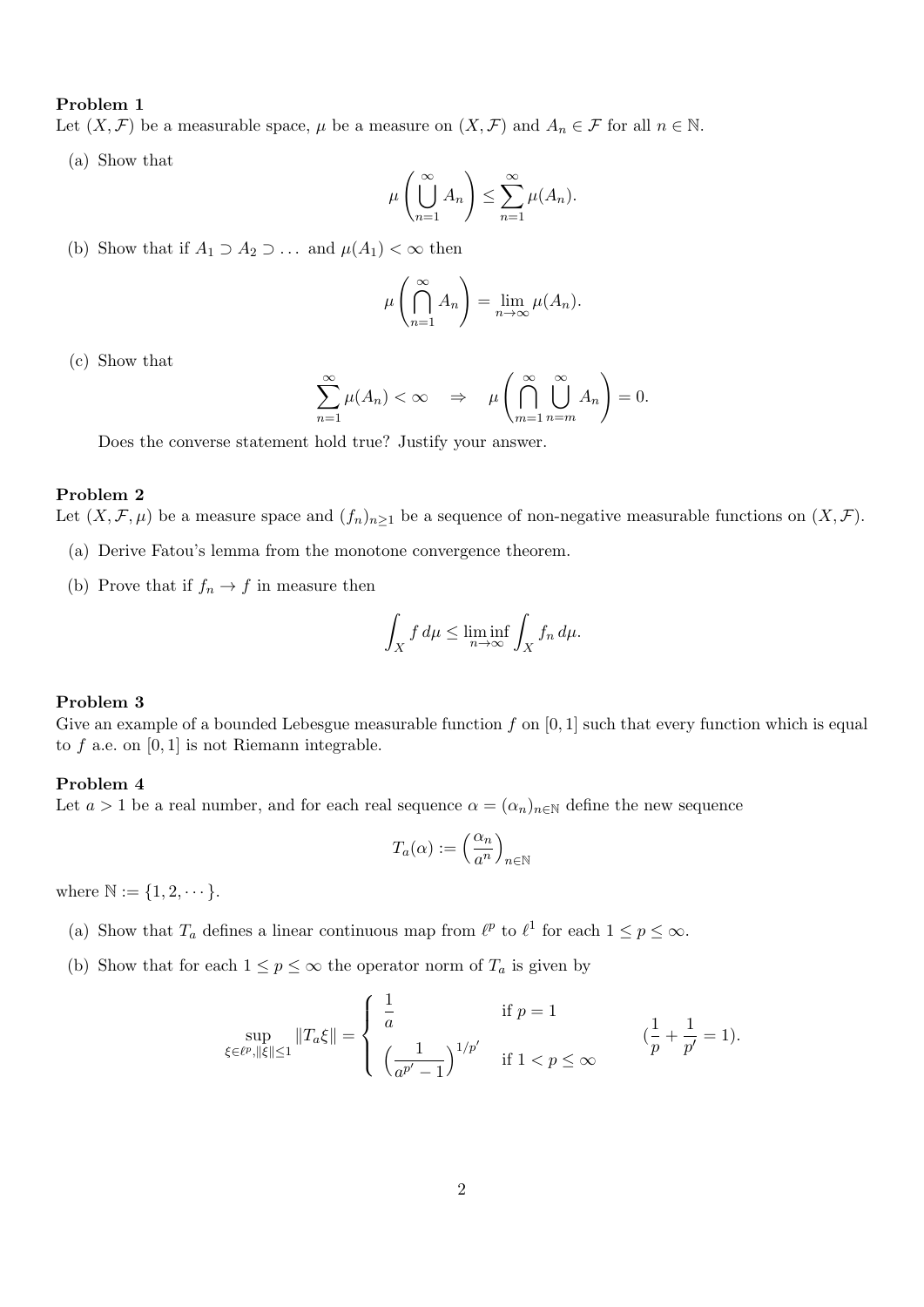**Problem 1**

Let $(X, \mathcal{F})$ be a measurable space, $\mu$ be a measure on $(X, \mathcal{F})$ and $A_n \in \mathcal{F}$ for all $n \in \mathbb{N}$.

(a) Show that

$$\mu\left(\bigcup_{n=1}^{\infty} A_n\right) \leq \sum_{n=1}^{\infty} \mu(A_n).$$

(b) Show that if $A_1 \supset A_2 \supset \dots$ and $\mu(A_1) < \infty$ then

$$\mu\left(\bigcap_{n=1}^{\infty} A_n\right) = \lim_{n\to\infty} \mu(A_n).$$

(c) Show that

$$\sum_{n=1}^{\infty} \mu(A_n) < \infty \quad \Rightarrow \quad \mu\left(\bigcap_{m=1}^{\infty} \bigcup_{n=m}^{\infty} A_n\right) = 0.$$

Does the converse statement hold true? Justify your answer.

**Problem 2**

Let $(X, \mathcal{F}, \mu)$ be a measure space and $(f_n)_{n\geq 1}$ be a sequence of non-negative measurable functions on $(X, \mathcal{F})$.

(a) Derive Fatou's lemma from the monotone convergence theorem.

(b) Prove that if $f_n \to f$ in measure then

$$\int_X f \, d\mu \leq \liminf_{n\to\infty} \int_X f_n \, d\mu.$$

**Problem 3**

Give an example of a bounded Lebesgue measurable function $f$ on $[0, 1]$ such that every function which is equal to $f$ a.e. on $[0, 1]$ is not Riemann integrable.

**Problem 4**

Let $a > 1$ be a real number, and for each real sequence $\alpha = (\alpha_n)_{n\in\mathbb{N}}$ define the new sequence

$$T_a(\alpha) := \left(\frac{\alpha_n}{a^n}\right)_{n\in\mathbb{N}}$$

where $\mathbb{N} := \{1, 2, \cdots\}$.

(a) Show that $T_a$ defines a linear continuous map from $\ell^p$ to $\ell^1$ for each $1 \leq p \leq \infty$.

(b) Show that for each $1 \leq p \leq \infty$ the operator norm of $T_a$ is given by

$$\sup_{\xi\in\ell^p, \|\xi\|\leq 1} \|T_a \xi\| = \begin{cases} \dfrac{1}{a} & \text{if } p = 1 \\ \left(\dfrac{1}{a^{p'} - 1}\right)^{1/p'} & \text{if } 1 < p \leq \infty \end{cases} \qquad \left(\frac{1}{p} + \frac{1}{p'} = 1\right).$$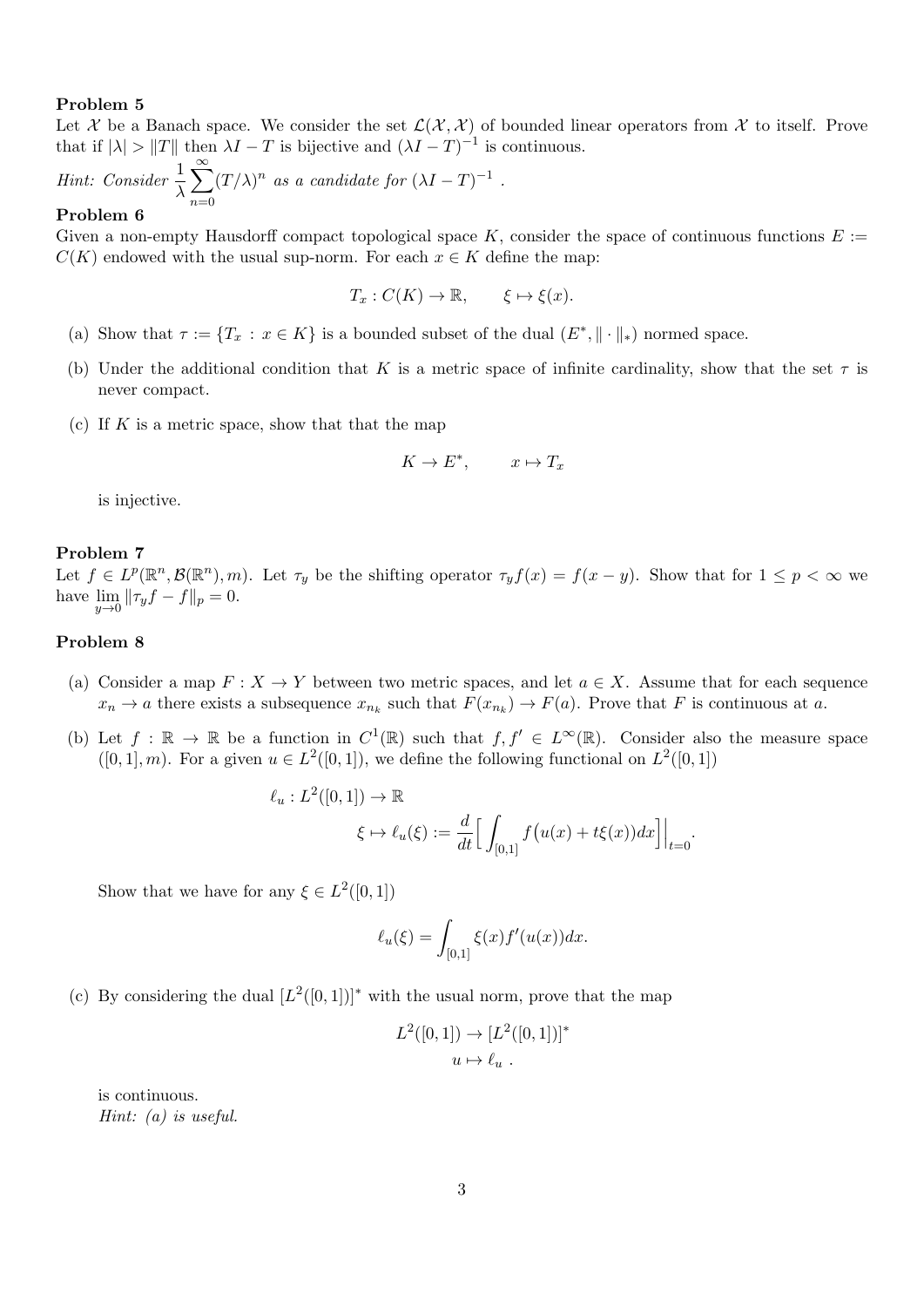**Problem 5**

Let $\mathcal{X}$ be a Banach space. We consider the set $\mathcal{L}(\mathcal{X}, \mathcal{X})$ of bounded linear operators from $\mathcal{X}$ to itself. Prove that if $|\lambda| > \|T\|$ then $\lambda I - T$ is bijective and $(\lambda I - T)^{-1}$ is continuous.

*Hint: Consider* $\frac{1}{\lambda}\sum_{n=0}^{\infty}(T/\lambda)^n$ *as a candidate for* $(\lambda I - T)^{-1}$ .

**Problem 6**

Given a non-empty Hausdorff compact topological space $K$, consider the space of continuous functions $E := C(K)$ endowed with the usual sup-norm. For each $x \in K$ define the map:

$$T_x : C(K) \to \mathbb{R}, \qquad \xi \mapsto \xi(x).$$

(a) Show that $\tau := \{T_x : x \in K\}$ is a bounded subset of the dual $(E^*, \|\cdot\|_*)$ normed space.

(b) Under the additional condition that $K$ is a metric space of infinite cardinality, show that the set $\tau$ is never compact.

(c) If $K$ is a metric space, show that that the map

$$K \to E^*, \qquad x \mapsto T_x$$

is injective.

**Problem 7**

Let $f \in L^p(\mathbb{R}^n, \mathcal{B}(\mathbb{R}^n), m)$. Let $\tau_y$ be the shifting operator $\tau_y f(x) = f(x - y)$. Show that for $1 \leq p < \infty$ we have $\lim_{y \to 0} \|\tau_y f - f\|_p = 0$.

**Problem 8**

(a) Consider a map $F : X \to Y$ between two metric spaces, and let $a \in X$. Assume that for each sequence $x_n \to a$ there exists a subsequence $x_{n_k}$ such that $F(x_{n_k}) \to F(a)$. Prove that $F$ is continuous at $a$.

(b) Let $f : \mathbb{R} \to \mathbb{R}$ be a function in $C^1(\mathbb{R})$ such that $f, f' \in L^\infty(\mathbb{R})$. Consider also the measure space $([0,1], m)$. For a given $u \in L^2([0,1])$, we define the following functional on $L^2([0,1])$

$$\ell_u : L^2([0,1]) \to \mathbb{R}$$
$$\xi \mapsto \ell_u(\xi) := \frac{d}{dt}\Big[\int_{[0,1]} f\big(u(x) + t\xi(x)\big)dx\Big]\Big|_{t=0}.$$

Show that we have for any $\xi \in L^2([0,1])$

$$\ell_u(\xi) = \int_{[0,1]} \xi(x) f'(u(x))dx.$$

(c) By considering the dual $[L^2([0,1])]^*$ with the usual norm, prove that the map

$$L^2([0,1]) \to [L^2([0,1])]^*$$
$$u \mapsto \ell_u \ .$$

is continuous.
*Hint: (a) is useful.*